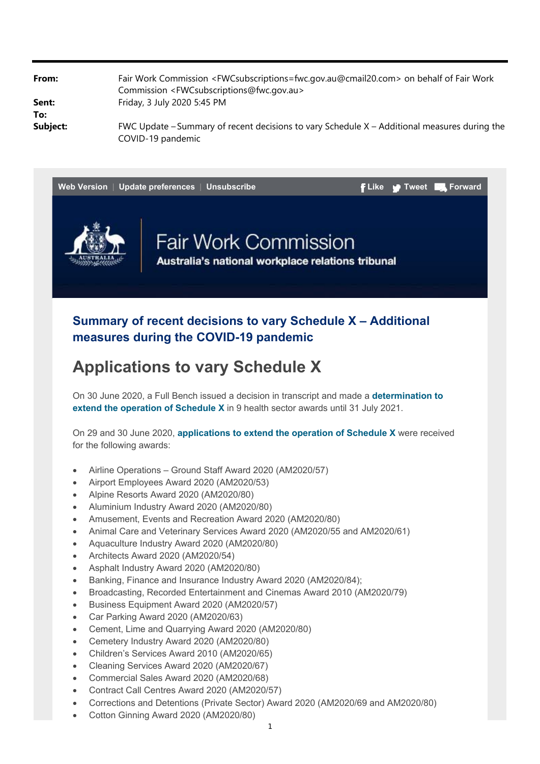**From:** Fair Work Commission <FWCsubscriptions=fwc.gov.au@cmail20.com> on behalf of Fair Work Commission <FWCsubscriptions@fwc.gov.au>
**Sent:** Friday, 3 July 2020 5:45 PM
**To:**
**Subject:** FWC Update – Summary of recent decisions to vary Schedule X – Additional measures during the COVID-19 pandemic

Web Version | Update preferences | Unsubscribe    Like  Tweet  Forward

Fair Work Commission
Australia's national workplace relations tribunal

## Summary of recent decisions to vary Schedule X – Additional measures during the COVID-19 pandemic

# Applications to vary Schedule X

On 30 June 2020, a Full Bench issued a decision in transcript and made a **determination to extend the operation of Schedule X** in 9 health sector awards until 31 July 2021.

On 29 and 30 June 2020, **applications to extend the operation of Schedule X** were received for the following awards:

- Airline Operations – Ground Staff Award 2020 (AM2020/57)
- Airport Employees Award 2020 (AM2020/53)
- Alpine Resorts Award 2020 (AM2020/80)
- Aluminium Industry Award 2020 (AM2020/80)
- Amusement, Events and Recreation Award 2020 (AM2020/80)
- Animal Care and Veterinary Services Award 2020 (AM2020/55 and AM2020/61)
- Aquaculture Industry Award 2020 (AM2020/80)
- Architects Award 2020 (AM2020/54)
- Asphalt Industry Award 2020 (AM2020/80)
- Banking, Finance and Insurance Industry Award 2020 (AM2020/84);
- Broadcasting, Recorded Entertainment and Cinemas Award 2010 (AM2020/79)
- Business Equipment Award 2020 (AM2020/57)
- Car Parking Award 2020 (AM2020/63)
- Cement, Lime and Quarrying Award 2020 (AM2020/80)
- Cemetery Industry Award 2020 (AM2020/80)
- Children's Services Award 2010 (AM2020/65)
- Cleaning Services Award 2020 (AM2020/67)
- Commercial Sales Award 2020 (AM2020/68)
- Contract Call Centres Award 2020 (AM2020/57)
- Corrections and Detentions (Private Sector) Award 2020 (AM2020/69 and AM2020/80)
- Cotton Ginning Award 2020 (AM2020/80)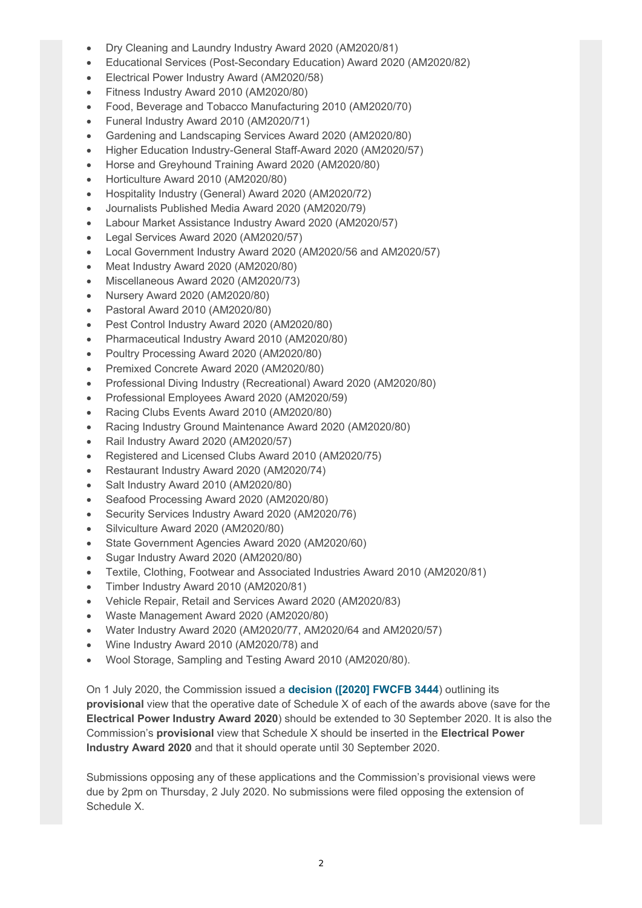- Dry Cleaning and Laundry Industry Award 2020 (AM2020/81)
- Educational Services (Post-Secondary Education) Award 2020 (AM2020/82)
- Electrical Power Industry Award (AM2020/58)
- Fitness Industry Award 2010 (AM2020/80)
- Food, Beverage and Tobacco Manufacturing 2010 (AM2020/70)
- Funeral Industry Award 2010 (AM2020/71)
- Gardening and Landscaping Services Award 2020 (AM2020/80)
- Higher Education Industry-General Staff-Award 2020 (AM2020/57)
- Horse and Greyhound Training Award 2020 (AM2020/80)
- Horticulture Award 2010 (AM2020/80)
- Hospitality Industry (General) Award 2020 (AM2020/72)
- Journalists Published Media Award 2020 (AM2020/79)
- Labour Market Assistance Industry Award 2020 (AM2020/57)
- Legal Services Award 2020 (AM2020/57)
- Local Government Industry Award 2020 (AM2020/56 and AM2020/57)
- Meat Industry Award 2020 (AM2020/80)
- Miscellaneous Award 2020 (AM2020/73)
- Nursery Award 2020 (AM2020/80)
- Pastoral Award 2010 (AM2020/80)
- Pest Control Industry Award 2020 (AM2020/80)
- Pharmaceutical Industry Award 2010 (AM2020/80)
- Poultry Processing Award 2020 (AM2020/80)
- Premixed Concrete Award 2020 (AM2020/80)
- Professional Diving Industry (Recreational) Award 2020 (AM2020/80)
- Professional Employees Award 2020 (AM2020/59)
- Racing Clubs Events Award 2010 (AM2020/80)
- Racing Industry Ground Maintenance Award 2020 (AM2020/80)
- Rail Industry Award 2020 (AM2020/57)
- Registered and Licensed Clubs Award 2010 (AM2020/75)
- Restaurant Industry Award 2020 (AM2020/74)
- Salt Industry Award 2010 (AM2020/80)
- Seafood Processing Award 2020 (AM2020/80)
- Security Services Industry Award 2020 (AM2020/76)
- Silviculture Award 2020 (AM2020/80)
- State Government Agencies Award 2020 (AM2020/60)
- Sugar Industry Award 2020 (AM2020/80)
- Textile, Clothing, Footwear and Associated Industries Award 2010 (AM2020/81)
- Timber Industry Award 2010 (AM2020/81)
- Vehicle Repair, Retail and Services Award 2020 (AM2020/83)
- Waste Management Award 2020 (AM2020/80)
- Water Industry Award 2020 (AM2020/77, AM2020/64 and AM2020/57)
- Wine Industry Award 2010 (AM2020/78) and
- Wool Storage, Sampling and Testing Award 2010 (AM2020/80).

On 1 July 2020, the Commission issued a **decision ([2020] FWCFB 3444)** outlining its **provisional** view that the operative date of Schedule X of each of the awards above (save for the **Electrical Power Industry Award 2020**) should be extended to 30 September 2020. It is also the Commission's **provisional** view that Schedule X should be inserted in the **Electrical Power Industry Award 2020** and that it should operate until 30 September 2020.

Submissions opposing any of these applications and the Commission's provisional views were due by 2pm on Thursday, 2 July 2020. No submissions were filed opposing the extension of Schedule X.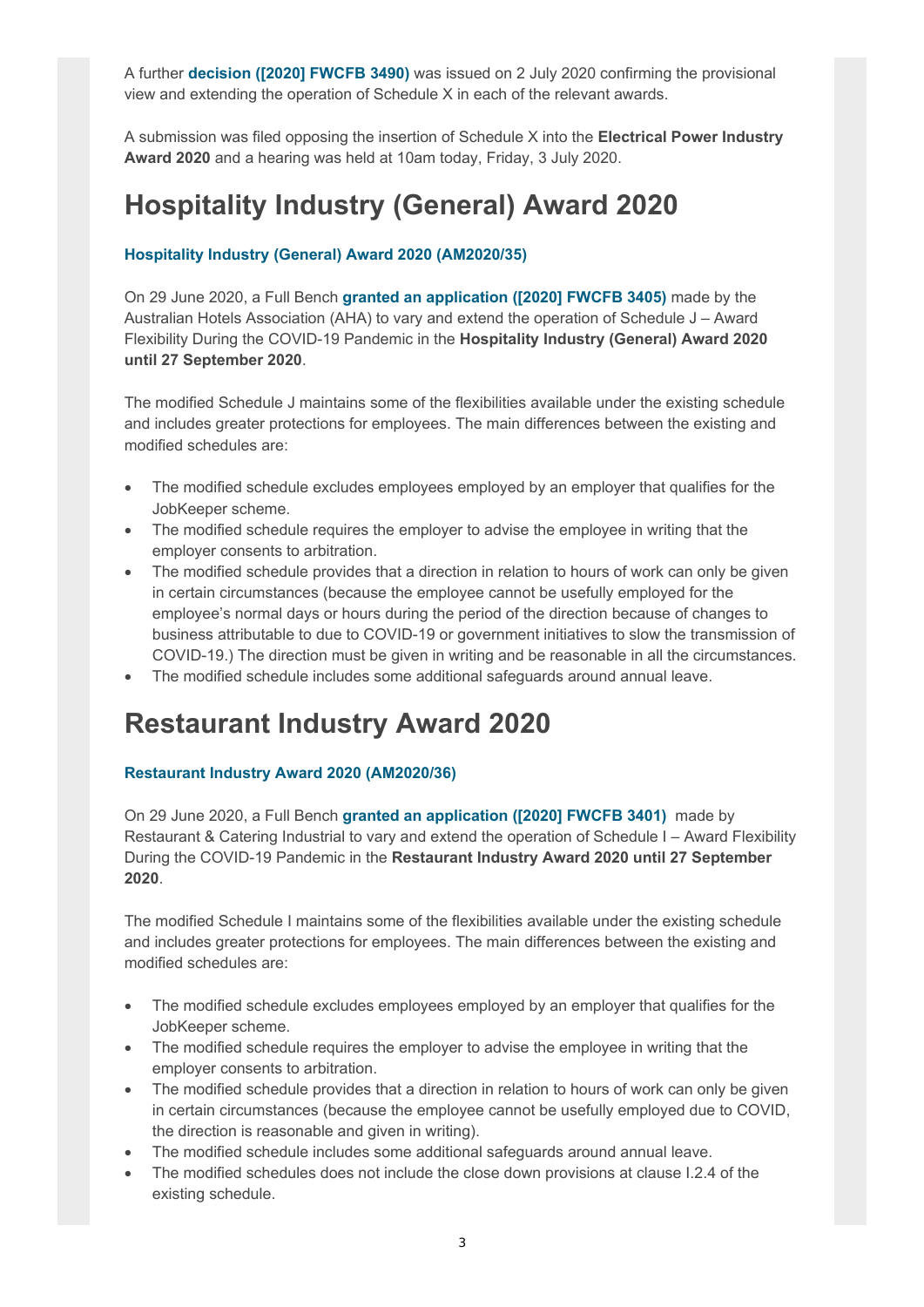A further **decision ([2020] FWCFB 3490)** was issued on 2 July 2020 confirming the provisional view and extending the operation of Schedule X in each of the relevant awards.

A submission was filed opposing the insertion of Schedule X into the **Electrical Power Industry Award 2020** and a hearing was held at 10am today, Friday, 3 July 2020.

# Hospitality Industry (General) Award 2020

### Hospitality Industry (General) Award 2020 (AM2020/35)

On 29 June 2020, a Full Bench **granted an application ([2020] FWCFB 3405)** made by the Australian Hotels Association (AHA) to vary and extend the operation of Schedule J – Award Flexibility During the COVID-19 Pandemic in the **Hospitality Industry (General) Award 2020 until 27 September 2020**.

The modified Schedule J maintains some of the flexibilities available under the existing schedule and includes greater protections for employees. The main differences between the existing and modified schedules are:

- The modified schedule excludes employees employed by an employer that qualifies for the JobKeeper scheme.
- The modified schedule requires the employer to advise the employee in writing that the employer consents to arbitration.
- The modified schedule provides that a direction in relation to hours of work can only be given in certain circumstances (because the employee cannot be usefully employed for the employee's normal days or hours during the period of the direction because of changes to business attributable to due to COVID-19 or government initiatives to slow the transmission of COVID-19.) The direction must be given in writing and be reasonable in all the circumstances.
- The modified schedule includes some additional safeguards around annual leave.

# Restaurant Industry Award 2020

### Restaurant Industry Award 2020 (AM2020/36)

On 29 June 2020, a Full Bench **granted an application ([2020] FWCFB 3401)** made by Restaurant & Catering Industrial to vary and extend the operation of Schedule I – Award Flexibility During the COVID-19 Pandemic in the **Restaurant Industry Award 2020 until 27 September 2020**.

The modified Schedule I maintains some of the flexibilities available under the existing schedule and includes greater protections for employees. The main differences between the existing and modified schedules are:

- The modified schedule excludes employees employed by an employer that qualifies for the JobKeeper scheme.
- The modified schedule requires the employer to advise the employee in writing that the employer consents to arbitration.
- The modified schedule provides that a direction in relation to hours of work can only be given in certain circumstances (because the employee cannot be usefully employed due to COVID, the direction is reasonable and given in writing).
- The modified schedule includes some additional safeguards around annual leave.
- The modified schedules does not include the close down provisions at clause I.2.4 of the existing schedule.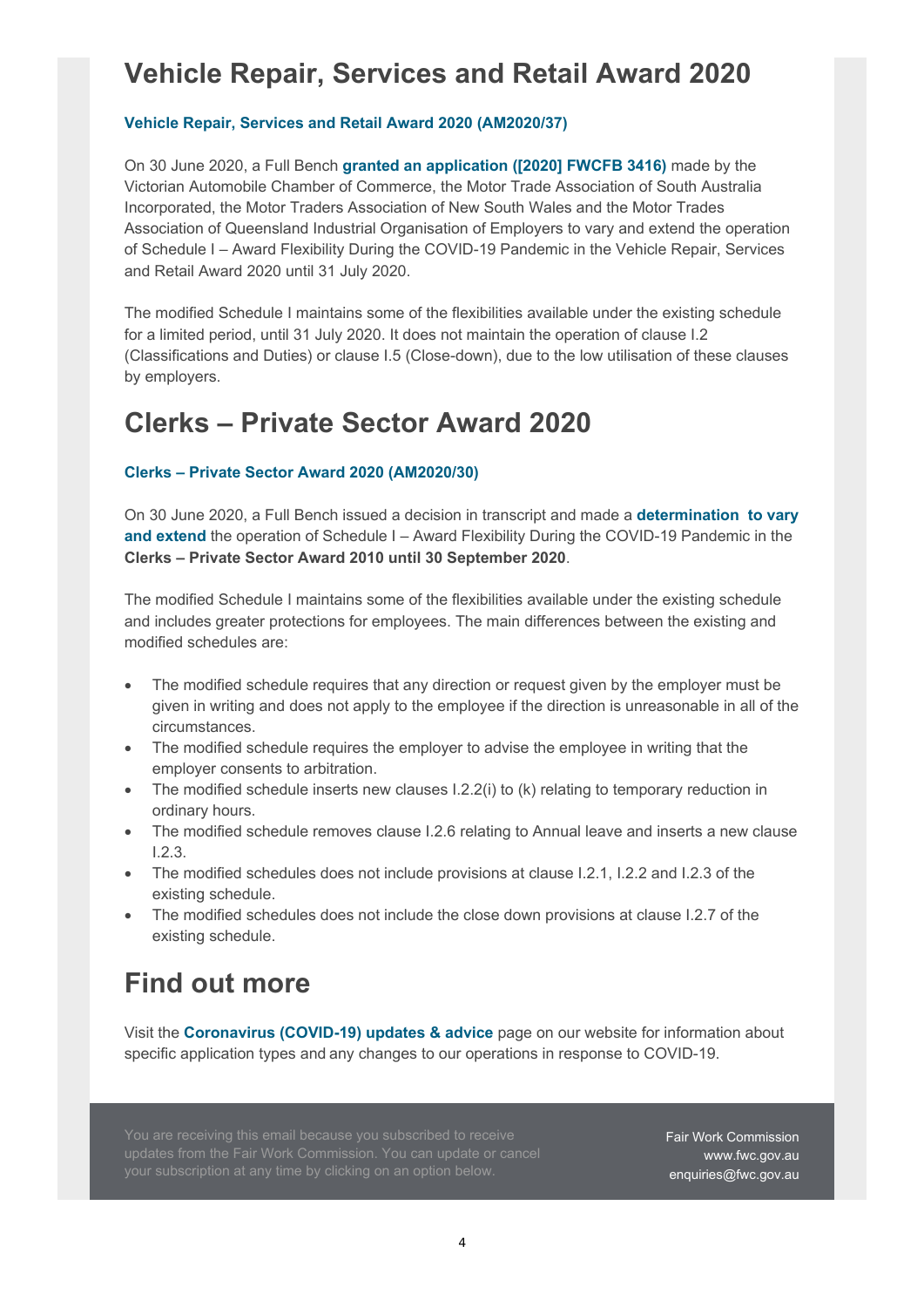# Vehicle Repair, Services and Retail Award 2020

**Vehicle Repair, Services and Retail Award 2020 (AM2020/37)**

On 30 June 2020, a Full Bench **granted an application ([2020] FWCFB 3416)** made by the Victorian Automobile Chamber of Commerce, the Motor Trade Association of South Australia Incorporated, the Motor Traders Association of New South Wales and the Motor Trades Association of Queensland Industrial Organisation of Employers to vary and extend the operation of Schedule I – Award Flexibility During the COVID-19 Pandemic in the Vehicle Repair, Services and Retail Award 2020 until 31 July 2020.

The modified Schedule I maintains some of the flexibilities available under the existing schedule for a limited period, until 31 July 2020. It does not maintain the operation of clause I.2 (Classifications and Duties) or clause I.5 (Close-down), due to the low utilisation of these clauses by employers.

# Clerks – Private Sector Award 2020

**Clerks – Private Sector Award 2020 (AM2020/30)**

On 30 June 2020, a Full Bench issued a decision in transcript and made a **determination to vary and extend** the operation of Schedule I – Award Flexibility During the COVID-19 Pandemic in the **Clerks – Private Sector Award 2010 until 30 September 2020**.

The modified Schedule I maintains some of the flexibilities available under the existing schedule and includes greater protections for employees. The main differences between the existing and modified schedules are:

- The modified schedule requires that any direction or request given by the employer must be given in writing and does not apply to the employee if the direction is unreasonable in all of the circumstances.
- The modified schedule requires the employer to advise the employee in writing that the employer consents to arbitration.
- The modified schedule inserts new clauses I.2.2(i) to (k) relating to temporary reduction in ordinary hours.
- The modified schedule removes clause I.2.6 relating to Annual leave and inserts a new clause I.2.3.
- The modified schedules does not include provisions at clause I.2.1, I.2.2 and I.2.3 of the existing schedule.
- The modified schedules does not include the close down provisions at clause I.2.7 of the existing schedule.

# Find out more

Visit the **Coronavirus (COVID-19) updates & advice** page on our website for information about specific application types and any changes to our operations in response to COVID-19.

You are receiving this email because you subscribed to receive updates from the Fair Work Commission. You can update or cancel your subscription at any time by clicking on an option below.

Fair Work Commission
www.fwc.gov.au
enquiries@fwc.gov.au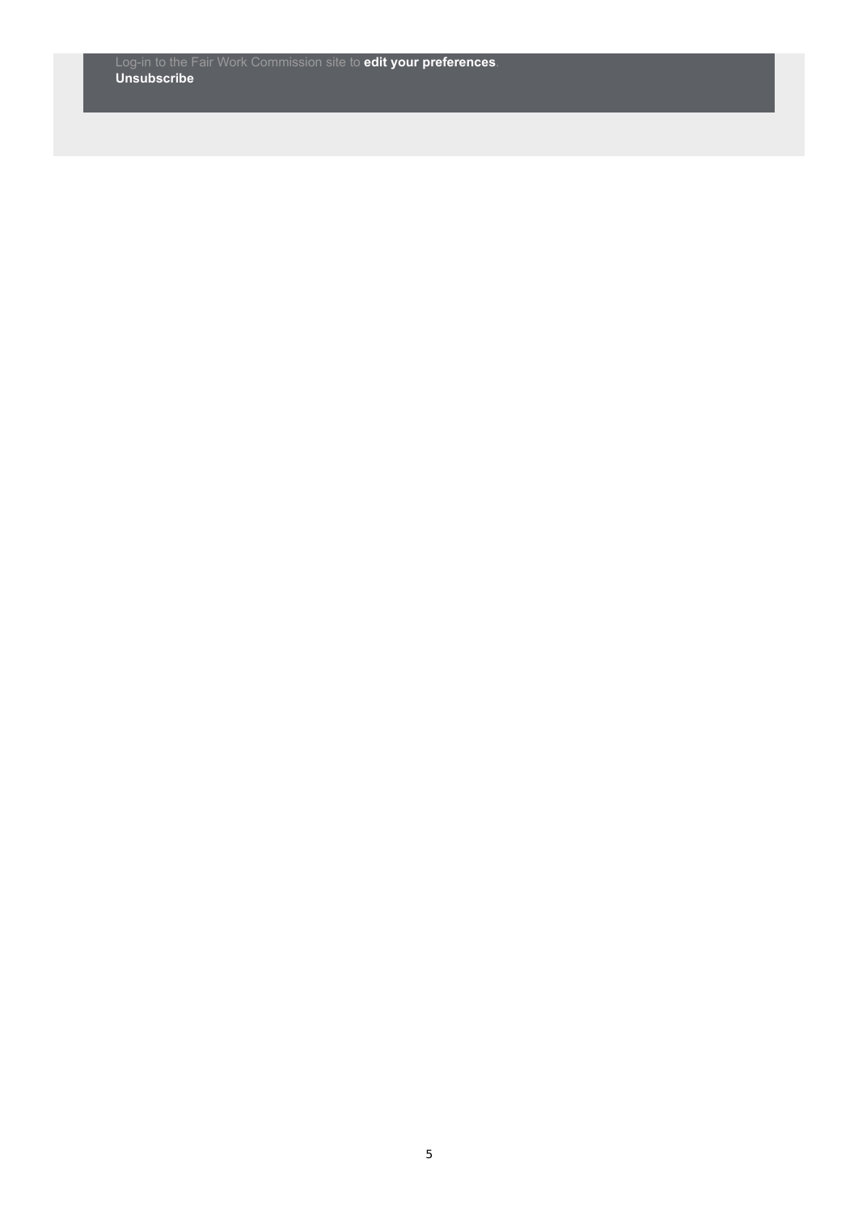Log-in to the Fair Work Commission site to **edit your preferences**.
**Unsubscribe**